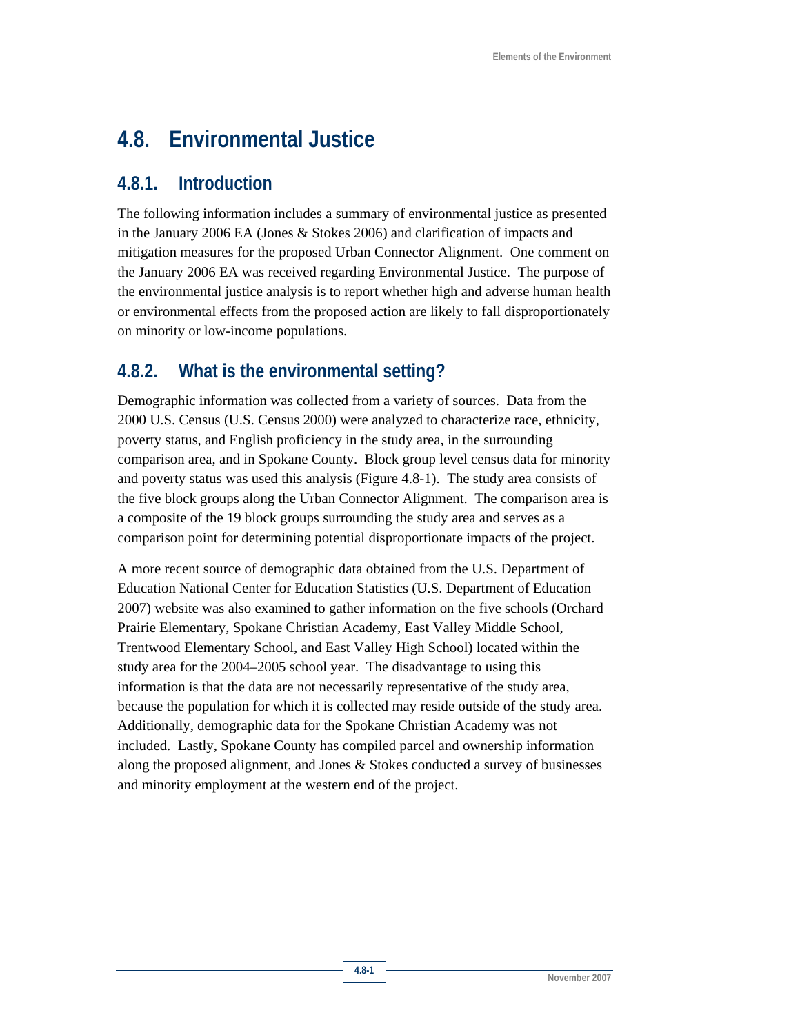# 4.8. Environmental Justice

## 4.8.1. Introduction

The following information includes a summary of environmental justice as presented in the January 2006 EA (Jones & Stokes 2006) and clarification of impacts and mitigation measures for the proposed Urban Connector Alignment. One comment on the January 2006 EA was received regarding Environmental Justice. The purpose of the environmental justice analysis is to report whether high and adverse human health or environmental effects from the proposed action are likely to fall disproportionately on minority or low-income populations.

## 4.8.2. What is the environmental setting?

Demographic information was collected from a variety of sources. Data from the 2000 U.S. Census (U.S. Census 2000) were analyzed to characterize race, ethnicity, poverty status, and English proficiency in the study area, in the surrounding comparison area, and in Spokane County. Block group level census data for minority and poverty status was used this analysis (Figure 4.8-1). The study area consists of the five block groups along the Urban Connector Alignment. The comparison area is a composite of the 19 block groups surrounding the study area and serves as a comparison point for determining potential disproportionate impacts of the project.

A more recent source of demographic data obtained from the U.S. Department of Education National Center for Education Statistics (U.S. Department of Education 2007) website was also examined to gather information on the five schools (Orchard Prairie Elementary, Spokane Christian Academy, East Valley Middle School, Trentwood Elementary School, and East Valley High School) located within the study area for the 2004–2005 school year. The disadvantage to using this information is that the data are not necessarily representative of the study area, because the population for which it is collected may reside outside of the study area. Additionally, demographic data for the Spokane Christian Academy was not included. Lastly, Spokane County has compiled parcel and ownership information along the proposed alignment, and Jones & Stokes conducted a survey of businesses and minority employment at the western end of the project.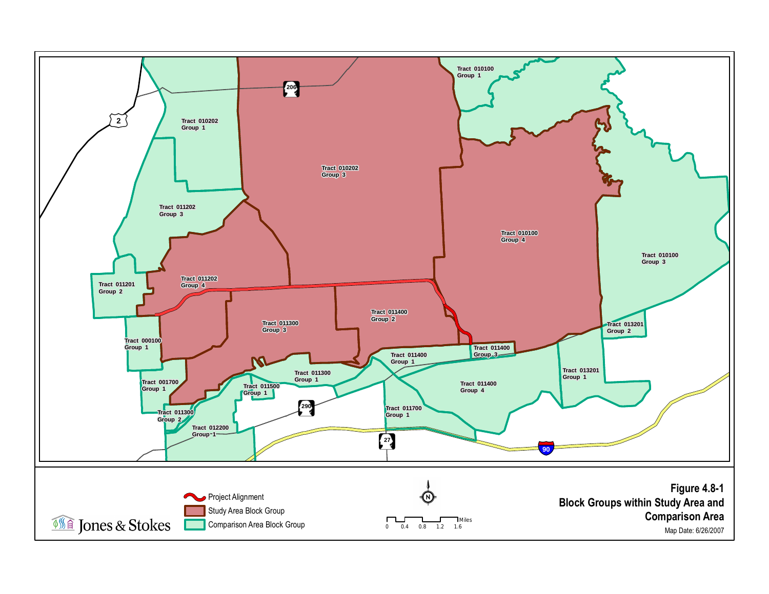Tract 010100
Group 1

Tract 010202
Group 1

Tract 010202
Group 3

Tract 011202
Group 3

Tract 010100
Group 4

Tract 010100
Group 3

Tract 011201
Group 2

Tract 011202
Group 4

Tract 011400
Group 2

Tract 011300
Group 3

Tract 013201
Group 2

Tract 000100
Group 1

Tract 011400
Group 3

Tract 011400
Group 1

Tract 011300
Group 1

Tract 013201
Group 1

Tract 001700
Group 1

Tract 011500
Group 1

Tract 011400
Group 4

Tract 011700
Group 1

Tract 011300
Group 2

Tract 012200
Group 1

206

2

290

27

90

Project Alignment

Study Area Block Group

Comparison Area Block Group

N

0 0.4 0.8 1.2 1.6 Miles

Jones & Stokes

**Figure 4.8-1**
**Block Groups within Study Area and Comparison Area**

Map Date: 6/26/2007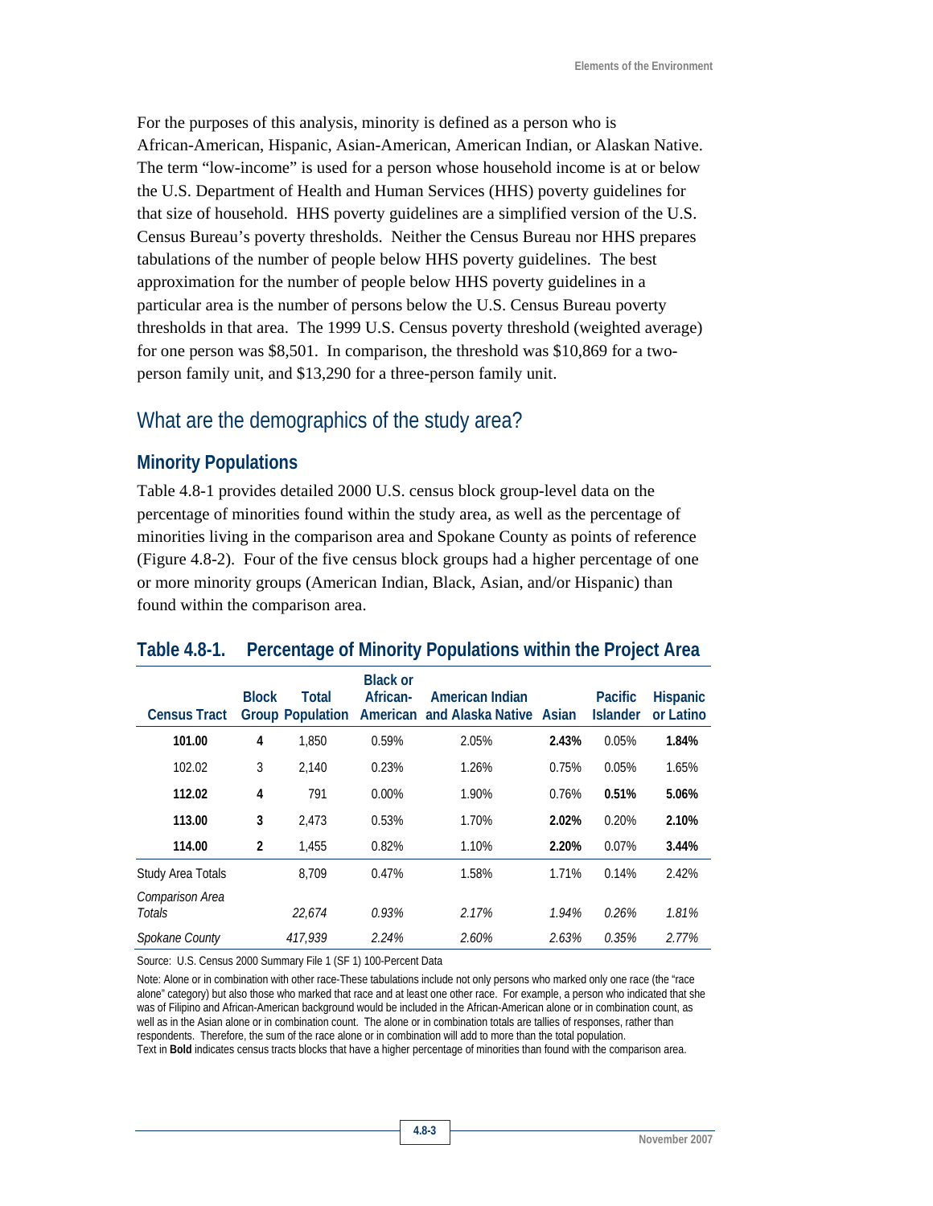For the purposes of this analysis, minority is defined as a person who is African-American, Hispanic, Asian-American, American Indian, or Alaskan Native. The term "low-income" is used for a person whose household income is at or below the U.S. Department of Health and Human Services (HHS) poverty guidelines for that size of household. HHS poverty guidelines are a simplified version of the U.S. Census Bureau's poverty thresholds. Neither the Census Bureau nor HHS prepares tabulations of the number of people below HHS poverty guidelines. The best approximation for the number of people below HHS poverty guidelines in a particular area is the number of persons below the U.S. Census Bureau poverty thresholds in that area. The 1999 U.S. Census poverty threshold (weighted average) for one person was $8,501. In comparison, the threshold was $10,869 for a two-person family unit, and $13,290 for a three-person family unit.

## What are the demographics of the study area?

### Minority Populations

Table 4.8-1 provides detailed 2000 U.S. census block group-level data on the percentage of minorities found within the study area, as well as the percentage of minorities living in the comparison area and Spokane County as points of reference (Figure 4.8-2). Four of the five census block groups had a higher percentage of one or more minority groups (American Indian, Black, Asian, and/or Hispanic) than found within the comparison area.

### Table 4.8-1. Percentage of Minority Populations within the Project Area

| Census Tract | Block Group | Total Population | Black or African-American | American Indian and Alaska Native | Asian | Pacific Islander | Hispanic or Latino |
|---|---|---|---|---|---|---|---|
| **101.00** | **4** | 1,850 | 0.59% | 2.05% | **2.43%** | 0.05% | **1.84%** |
| 102.02 | 3 | 2,140 | 0.23% | 1.26% | 0.75% | 0.05% | 1.65% |
| **112.02** | **4** | 791 | 0.00% | 1.90% | 0.76% | **0.51%** | **5.06%** |
| **113.00** | **3** | 2,473 | 0.53% | 1.70% | **2.02%** | 0.20% | **2.10%** |
| **114.00** | **2** | 1,455 | 0.82% | 1.10% | **2.20%** | 0.07% | **3.44%** |
| Study Area Totals | | 8,709 | 0.47% | 1.58% | 1.71% | 0.14% | 2.42% |
| *Comparison Area Totals* | | *22,674* | *0.93%* | *2.17%* | *1.94%* | *0.26%* | *1.81%* |
| *Spokane County* | | *417,939* | *2.24%* | *2.60%* | *2.63%* | *0.35%* | *2.77%* |

Source: U.S. Census 2000 Summary File 1 (SF 1) 100-Percent Data

Note: Alone or in combination with other race-These tabulations include not only persons who marked only one race (the "race alone" category) but also those who marked that race and at least one other race. For example, a person who indicated that she was of Filipino and African-American background would be included in the African-American alone or in combination count, as well as in the Asian alone or in combination count. The alone or in combination totals are tallies of responses, rather than respondents. Therefore, the sum of the race alone or in combination will add to more than the total population.
Text in **Bold** indicates census tracts blocks that have a higher percentage of minorities than found with the comparison area.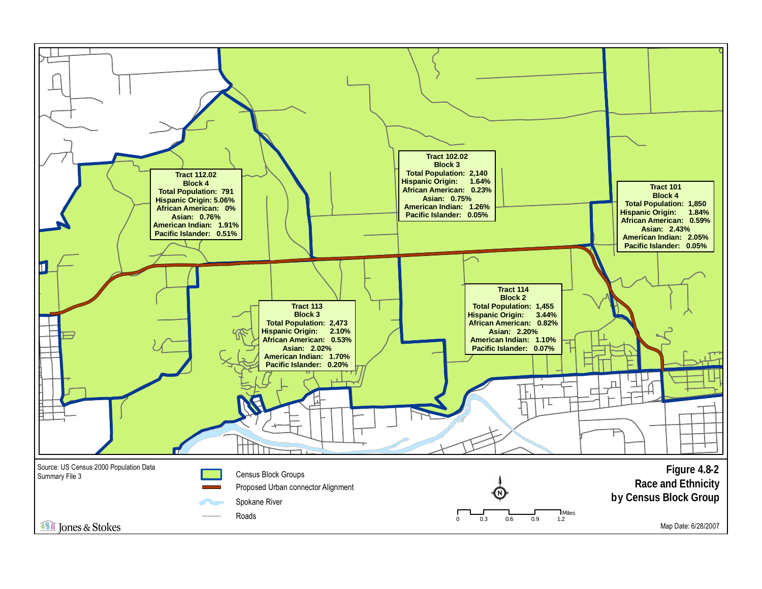**Tract 112.02**
**Block 4**
**Total Population: 791**
**Hispanic Origin: 5.06%**
**African American: 0%**
**Asian: 0.76%**
**American Indian: 1.91%**
**Pacific Islander: 0.51%**

**Tract 102.02**
**Block 3**
**Total Population: 2,140**
**Hispanic Origin: 1.64%**
**African American: 0.23%**
**Asian: 0.75%**
**American Indian: 1.26%**
**Pacific Islander: 0.05%**

**Tract 101**
**Block 4**
**Total Population: 1,850**
**Hispanic Origin: 1.84%**
**African American: 0.59%**
**Asian: 2.43%**
**American Indian: 2.05%**
**Pacific Islander: 0.05%**

**Tract 113**
**Block 3**
**Total Population: 2,473**
**Hispanic Origin: 2.10%**
**African American: 0.53%**
**Asian: 2.02%**
**American Indian: 1.70%**
**Pacific Islander: 0.20%**

**Tract 114**
**Block 2**
**Total Population: 1,455**
**Hispanic Origin: 3.44%**
**African American: 0.82%**
**Asian: 2.20%**
**American Indian: 1.10%**
**Pacific Islander: 0.07%**

Source: US Census 2000 Population Data Summary File 3

Census Block Groups
Proposed Urban connector Alignment
Spokane River
Roads

0 0.3 0.6 0.9 1.2 Miles

Jones & Stokes

**Figure 4.8-2**
**Race and Ethnicity by Census Block Group**

Map Date: 6/28/2007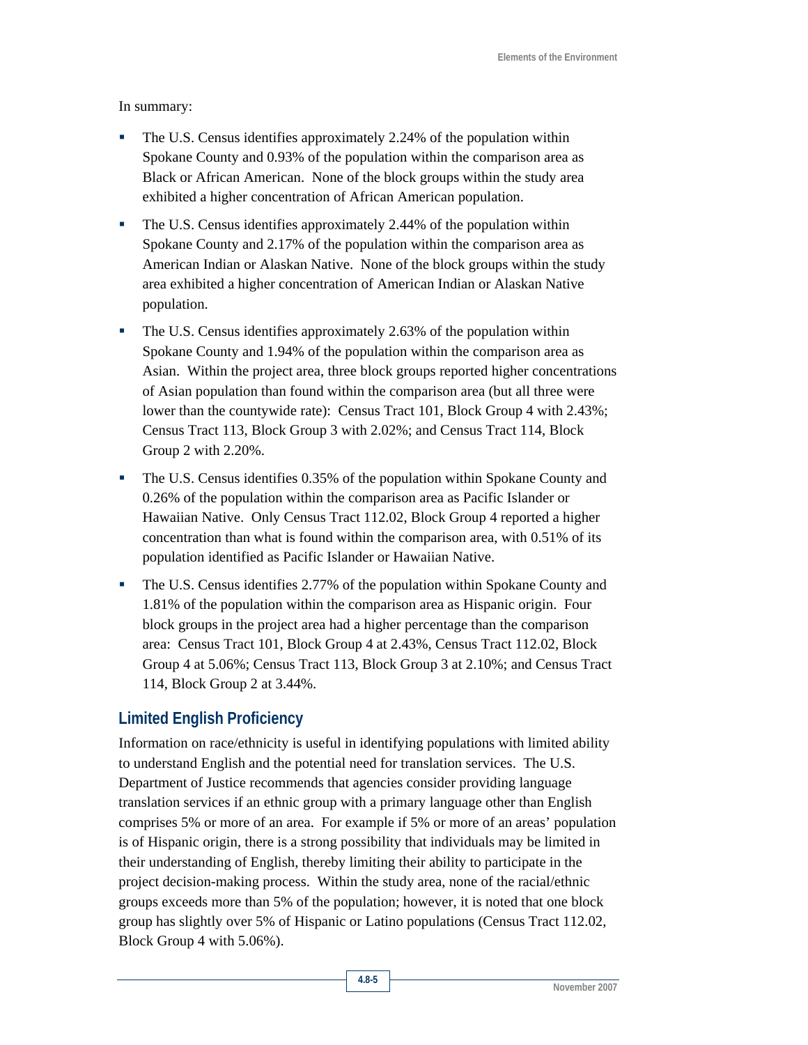In summary:

- The U.S. Census identifies approximately 2.24% of the population within Spokane County and 0.93% of the population within the comparison area as Black or African American. None of the block groups within the study area exhibited a higher concentration of African American population.
- The U.S. Census identifies approximately 2.44% of the population within Spokane County and 2.17% of the population within the comparison area as American Indian or Alaskan Native. None of the block groups within the study area exhibited a higher concentration of American Indian or Alaskan Native population.
- The U.S. Census identifies approximately 2.63% of the population within Spokane County and 1.94% of the population within the comparison area as Asian. Within the project area, three block groups reported higher concentrations of Asian population than found within the comparison area (but all three were lower than the countywide rate): Census Tract 101, Block Group 4 with 2.43%; Census Tract 113, Block Group 3 with 2.02%; and Census Tract 114, Block Group 2 with 2.20%.
- The U.S. Census identifies 0.35% of the population within Spokane County and 0.26% of the population within the comparison area as Pacific Islander or Hawaiian Native. Only Census Tract 112.02, Block Group 4 reported a higher concentration than what is found within the comparison area, with 0.51% of its population identified as Pacific Islander or Hawaiian Native.
- The U.S. Census identifies 2.77% of the population within Spokane County and 1.81% of the population within the comparison area as Hispanic origin. Four block groups in the project area had a higher percentage than the comparison area: Census Tract 101, Block Group 4 at 2.43%, Census Tract 112.02, Block Group 4 at 5.06%; Census Tract 113, Block Group 3 at 2.10%; and Census Tract 114, Block Group 2 at 3.44%.

## Limited English Proficiency

Information on race/ethnicity is useful in identifying populations with limited ability to understand English and the potential need for translation services. The U.S. Department of Justice recommends that agencies consider providing language translation services if an ethnic group with a primary language other than English comprises 5% or more of an area. For example if 5% or more of an areas' population is of Hispanic origin, there is a strong possibility that individuals may be limited in their understanding of English, thereby limiting their ability to participate in the project decision-making process. Within the study area, none of the racial/ethnic groups exceeds more than 5% of the population; however, it is noted that one block group has slightly over 5% of Hispanic or Latino populations (Census Tract 112.02, Block Group 4 with 5.06%).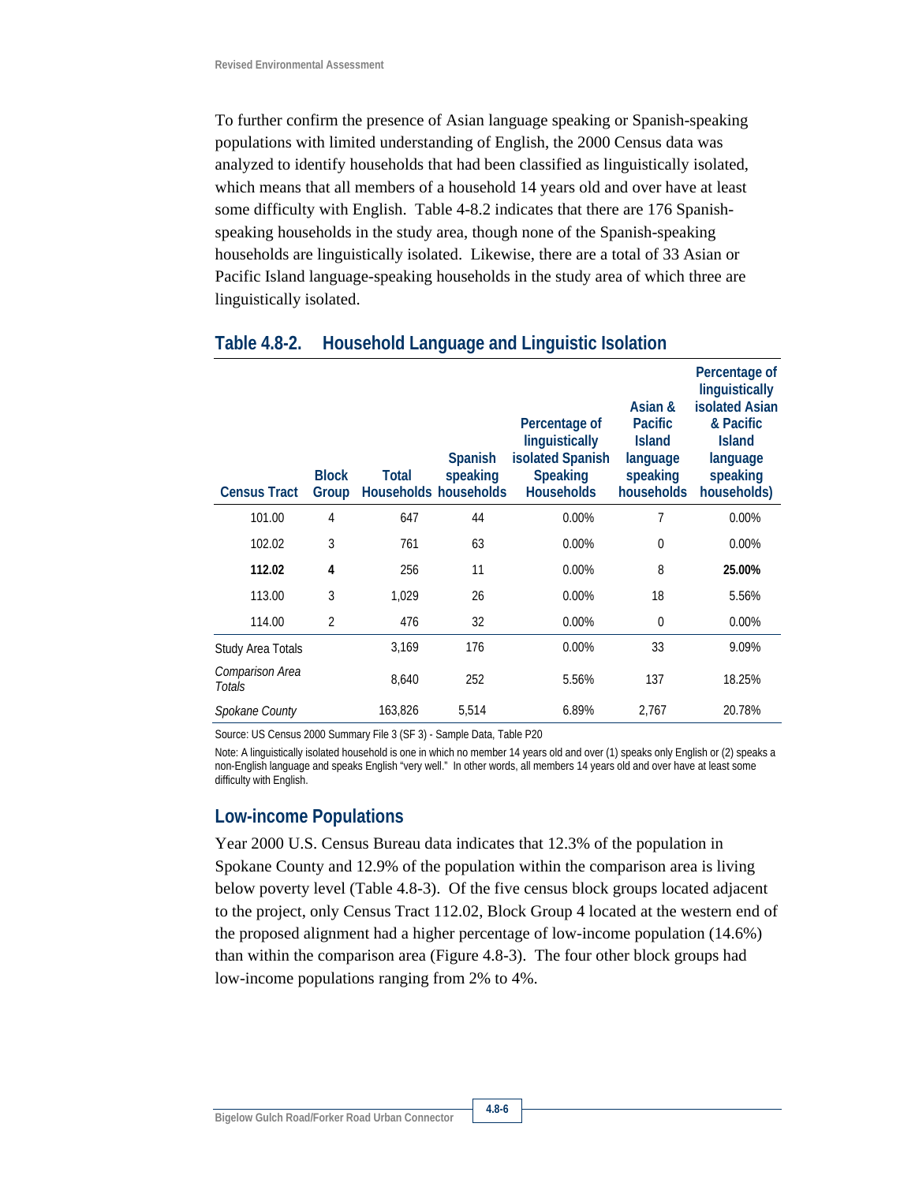To further confirm the presence of Asian language speaking or Spanish-speaking populations with limited understanding of English, the 2000 Census data was analyzed to identify households that had been classified as linguistically isolated, which means that all members of a household 14 years old and over have at least some difficulty with English. Table 4-8.2 indicates that there are 176 Spanish-speaking households in the study area, though none of the Spanish-speaking households are linguistically isolated. Likewise, there are a total of 33 Asian or Pacific Island language-speaking households in the study area of which three are linguistically isolated.

## Table 4.8-2. Household Language and Linguistic Isolation

| Census Tract | Block Group | Total Households | Spanish speaking households | Percentage of linguistically isolated Spanish Speaking Households | Asian & Pacific Island language speaking households | Percentage of linguistically isolated Asian & Pacific Island language speaking households) |
|---|---|---|---|---|---|---|
| 101.00 | 4 | 647 | 44 | 0.00% | 7 | 0.00% |
| 102.02 | 3 | 761 | 63 | 0.00% | 0 | 0.00% |
| **112.02** | **4** | 256 | 11 | 0.00% | 8 | **25.00%** |
| 113.00 | 3 | 1,029 | 26 | 0.00% | 18 | 5.56% |
| 114.00 | 2 | 476 | 32 | 0.00% | 0 | 0.00% |
| Study Area Totals | | 3,169 | 176 | 0.00% | 33 | 9.09% |
| *Comparison Area Totals* | | 8,640 | 252 | 5.56% | 137 | 18.25% |
| *Spokane County* | | 163,826 | 5,514 | 6.89% | 2,767 | 20.78% |

Source: US Census 2000 Summary File 3 (SF 3) - Sample Data, Table P20

Note: A linguistically isolated household is one in which no member 14 years old and over (1) speaks only English or (2) speaks a non-English language and speaks English "very well." In other words, all members 14 years old and over have at least some difficulty with English.

## Low-income Populations

Year 2000 U.S. Census Bureau data indicates that 12.3% of the population in Spokane County and 12.9% of the population within the comparison area is living below poverty level (Table 4.8-3). Of the five census block groups located adjacent to the project, only Census Tract 112.02, Block Group 4 located at the western end of the proposed alignment had a higher percentage of low-income population (14.6%) than within the comparison area (Figure 4.8-3). The four other block groups had low-income populations ranging from 2% to 4%.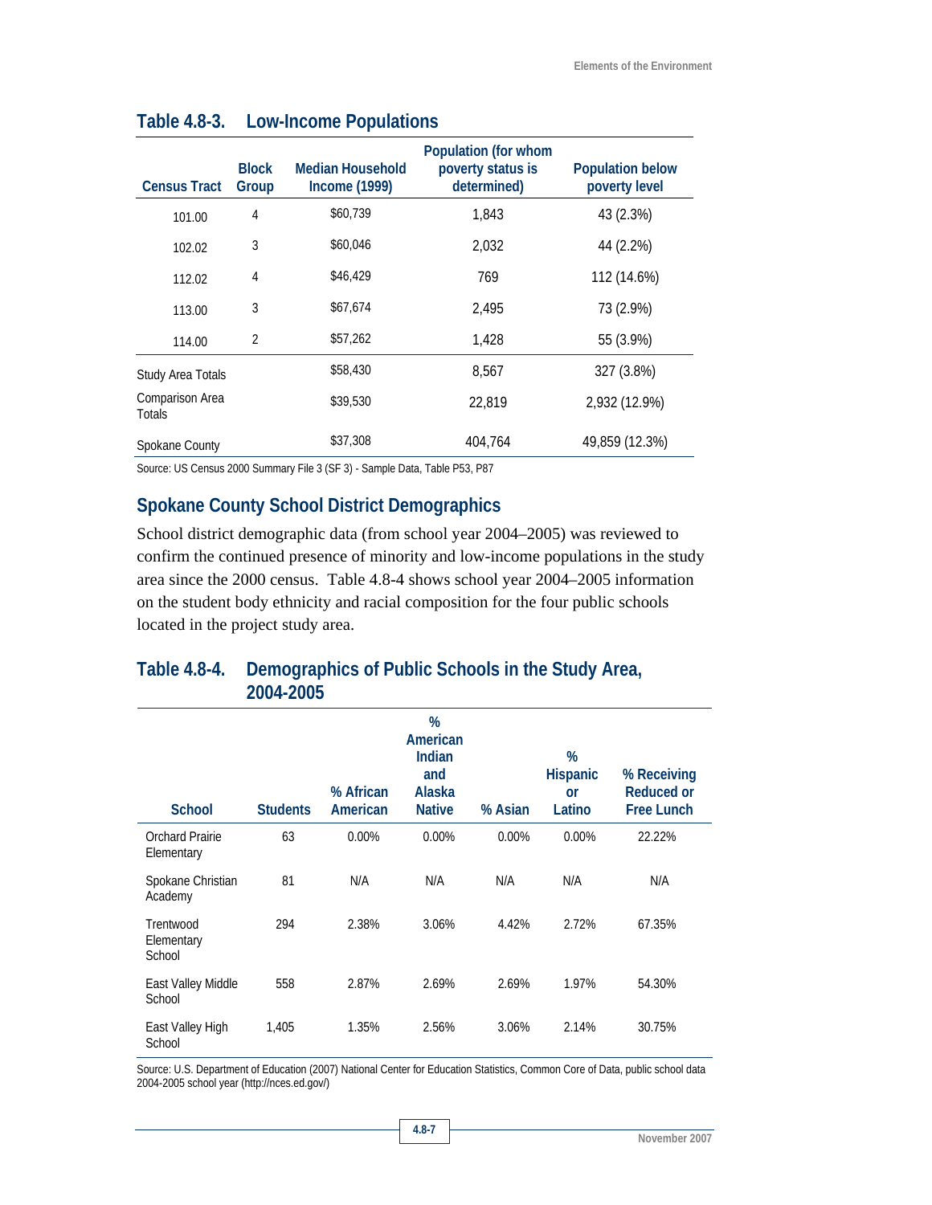## Table 4.8-3. Low-Income Populations

| Census Tract | Block Group | Median Household Income (1999) | Population (for whom poverty status is determined) | Population below poverty level |
|---|---|---|---|---|
| 101.00 | 4 | $60,739 | 1,843 | 43 (2.3%) |
| 102.02 | 3 | $60,046 | 2,032 | 44 (2.2%) |
| 112.02 | 4 | $46,429 | 769 | 112 (14.6%) |
| 113.00 | 3 | $67,674 | 2,495 | 73 (2.9%) |
| 114.00 | 2 | $57,262 | 1,428 | 55 (3.9%) |
| Study Area Totals | | $58,430 | 8,567 | 327 (3.8%) |
| Comparison Area Totals | | $39,530 | 22,819 | 2,932 (12.9%) |
| Spokane County | | $37,308 | 404,764 | 49,859 (12.3%) |

Source: US Census 2000 Summary File 3 (SF 3) - Sample Data, Table P53, P87

## Spokane County School District Demographics

School district demographic data (from school year 2004–2005) was reviewed to confirm the continued presence of minority and low-income populations in the study area since the 2000 census. Table 4.8-4 shows school year 2004–2005 information on the student body ethnicity and racial composition for the four public schools located in the project study area.

## Table 4.8-4. Demographics of Public Schools in the Study Area, 2004-2005

| School | Students | % African American | % American Indian and Alaska Native | % Asian | % Hispanic or Latino | % Receiving Reduced or Free Lunch |
|---|---|---|---|---|---|---|
| Orchard Prairie Elementary | 63 | 0.00% | 0.00% | 0.00% | 0.00% | 22.22% |
| Spokane Christian Academy | 81 | N/A | N/A | N/A | N/A | N/A |
| Trentwood Elementary School | 294 | 2.38% | 3.06% | 4.42% | 2.72% | 67.35% |
| East Valley Middle School | 558 | 2.87% | 2.69% | 2.69% | 1.97% | 54.30% |
| East Valley High School | 1,405 | 1.35% | 2.56% | 3.06% | 2.14% | 30.75% |

Source: U.S. Department of Education (2007) National Center for Education Statistics, Common Core of Data, public school data 2004-2005 school year (http://nces.ed.gov/)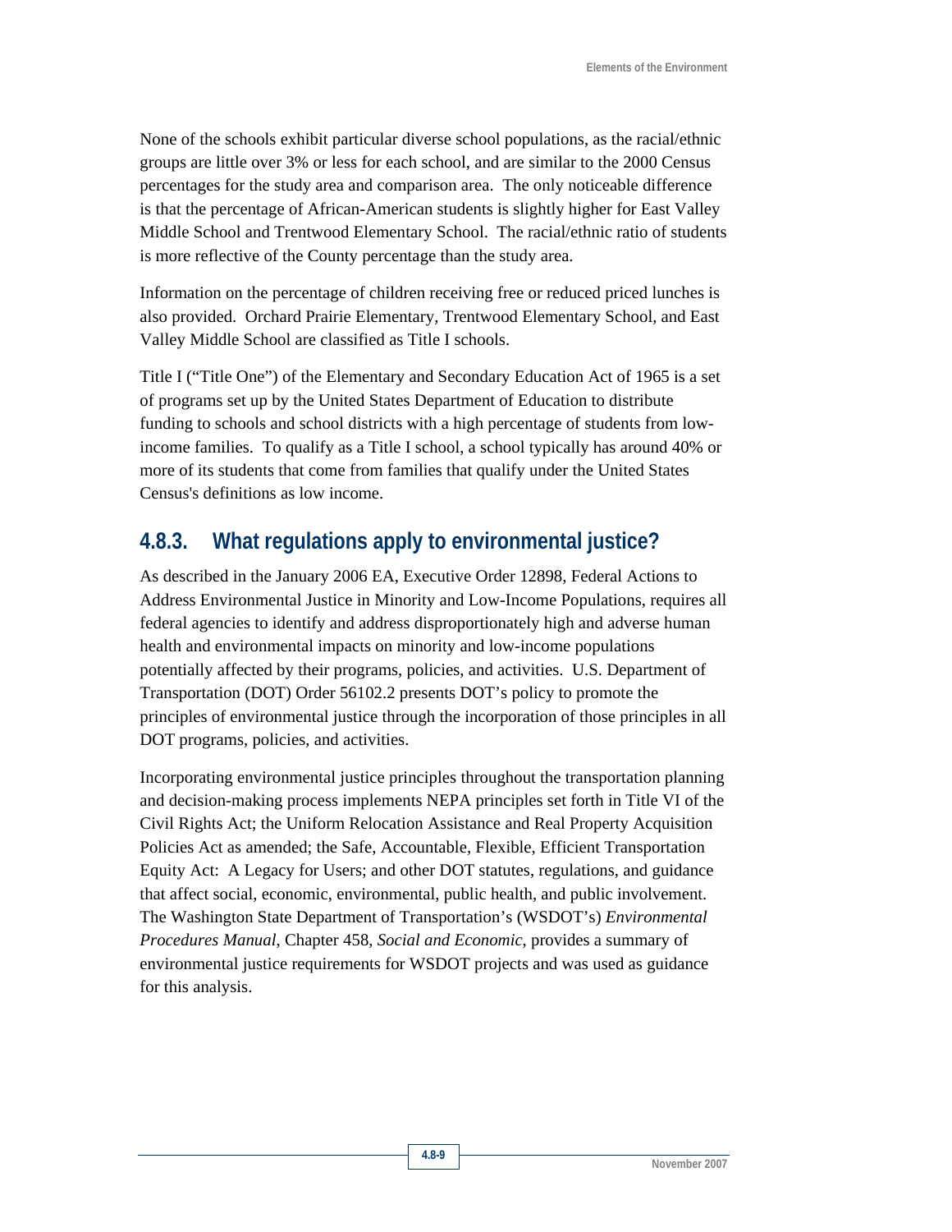None of the schools exhibit particular diverse school populations, as the racial/ethnic groups are little over 3% or less for each school, and are similar to the 2000 Census percentages for the study area and comparison area. The only noticeable difference is that the percentage of African-American students is slightly higher for East Valley Middle School and Trentwood Elementary School. The racial/ethnic ratio of students is more reflective of the County percentage than the study area.

Information on the percentage of children receiving free or reduced priced lunches is also provided. Orchard Prairie Elementary, Trentwood Elementary School, and East Valley Middle School are classified as Title I schools.

Title I ("Title One") of the Elementary and Secondary Education Act of 1965 is a set of programs set up by the United States Department of Education to distribute funding to schools and school districts with a high percentage of students from low-income families. To qualify as a Title I school, a school typically has around 40% or more of its students that come from families that qualify under the United States Census's definitions as low income.

## 4.8.3. What regulations apply to environmental justice?

As described in the January 2006 EA, Executive Order 12898, Federal Actions to Address Environmental Justice in Minority and Low-Income Populations, requires all federal agencies to identify and address disproportionately high and adverse human health and environmental impacts on minority and low-income populations potentially affected by their programs, policies, and activities. U.S. Department of Transportation (DOT) Order 56102.2 presents DOT's policy to promote the principles of environmental justice through the incorporation of those principles in all DOT programs, policies, and activities.

Incorporating environmental justice principles throughout the transportation planning and decision-making process implements NEPA principles set forth in Title VI of the Civil Rights Act; the Uniform Relocation Assistance and Real Property Acquisition Policies Act as amended; the Safe, Accountable, Flexible, Efficient Transportation Equity Act: A Legacy for Users; and other DOT statutes, regulations, and guidance that affect social, economic, environmental, public health, and public involvement. The Washington State Department of Transportation's (WSDOT's) *Environmental Procedures Manual*, Chapter 458, *Social and Economic*, provides a summary of environmental justice requirements for WSDOT projects and was used as guidance for this analysis.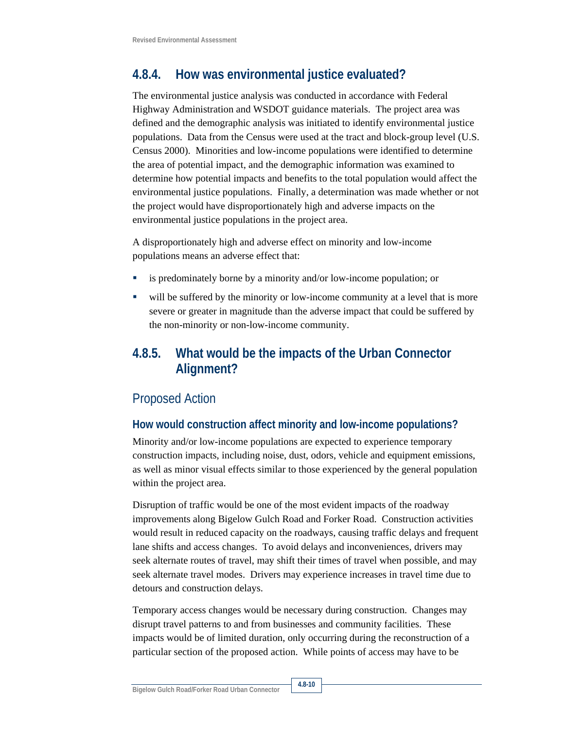## 4.8.4. How was environmental justice evaluated?

The environmental justice analysis was conducted in accordance with Federal Highway Administration and WSDOT guidance materials. The project area was defined and the demographic analysis was initiated to identify environmental justice populations. Data from the Census were used at the tract and block-group level (U.S. Census 2000). Minorities and low-income populations were identified to determine the area of potential impact, and the demographic information was examined to determine how potential impacts and benefits to the total population would affect the environmental justice populations. Finally, a determination was made whether or not the project would have disproportionately high and adverse impacts on the environmental justice populations in the project area.

A disproportionately high and adverse effect on minority and low-income populations means an adverse effect that:

- is predominately borne by a minority and/or low-income population; or
- will be suffered by the minority or low-income community at a level that is more severe or greater in magnitude than the adverse impact that could be suffered by the non-minority or non-low-income community.

## 4.8.5. What would be the impacts of the Urban Connector Alignment?

### Proposed Action

#### How would construction affect minority and low-income populations?

Minority and/or low-income populations are expected to experience temporary construction impacts, including noise, dust, odors, vehicle and equipment emissions, as well as minor visual effects similar to those experienced by the general population within the project area.

Disruption of traffic would be one of the most evident impacts of the roadway improvements along Bigelow Gulch Road and Forker Road. Construction activities would result in reduced capacity on the roadways, causing traffic delays and frequent lane shifts and access changes. To avoid delays and inconveniences, drivers may seek alternate routes of travel, may shift their times of travel when possible, and may seek alternate travel modes. Drivers may experience increases in travel time due to detours and construction delays.

Temporary access changes would be necessary during construction. Changes may disrupt travel patterns to and from businesses and community facilities. These impacts would be of limited duration, only occurring during the reconstruction of a particular section of the proposed action. While points of access may have to be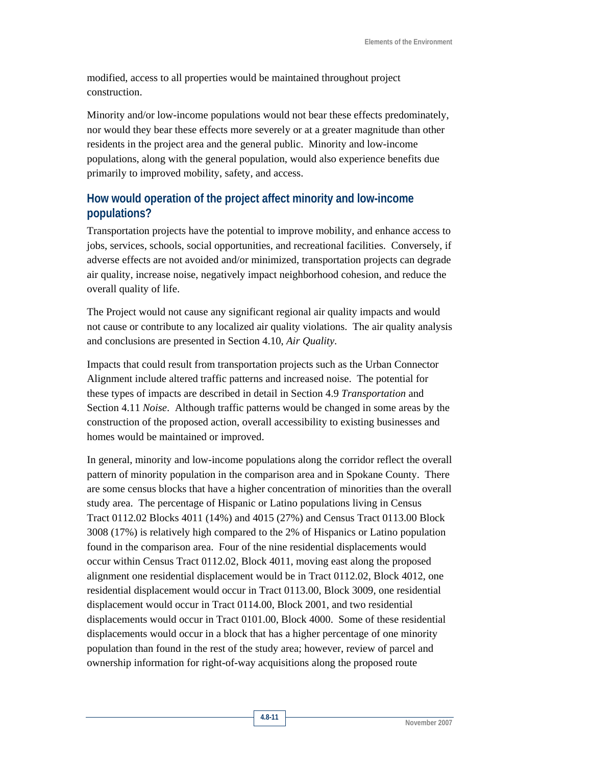modified, access to all properties would be maintained throughout project construction.

Minority and/or low-income populations would not bear these effects predominately, nor would they bear these effects more severely or at a greater magnitude than other residents in the project area and the general public. Minority and low-income populations, along with the general population, would also experience benefits due primarily to improved mobility, safety, and access.

## How would operation of the project affect minority and low-income populations?

Transportation projects have the potential to improve mobility, and enhance access to jobs, services, schools, social opportunities, and recreational facilities. Conversely, if adverse effects are not avoided and/or minimized, transportation projects can degrade air quality, increase noise, negatively impact neighborhood cohesion, and reduce the overall quality of life.

The Project would not cause any significant regional air quality impacts and would not cause or contribute to any localized air quality violations. The air quality analysis and conclusions are presented in Section 4.10, *Air Quality*.

Impacts that could result from transportation projects such as the Urban Connector Alignment include altered traffic patterns and increased noise. The potential for these types of impacts are described in detail in Section 4.9 *Transportation* and Section 4.11 *Noise*. Although traffic patterns would be changed in some areas by the construction of the proposed action, overall accessibility to existing businesses and homes would be maintained or improved.

In general, minority and low-income populations along the corridor reflect the overall pattern of minority population in the comparison area and in Spokane County. There are some census blocks that have a higher concentration of minorities than the overall study area. The percentage of Hispanic or Latino populations living in Census Tract 0112.02 Blocks 4011 (14%) and 4015 (27%) and Census Tract 0113.00 Block 3008 (17%) is relatively high compared to the 2% of Hispanics or Latino population found in the comparison area. Four of the nine residential displacements would occur within Census Tract 0112.02, Block 4011, moving east along the proposed alignment one residential displacement would be in Tract 0112.02, Block 4012, one residential displacement would occur in Tract 0113.00, Block 3009, one residential displacement would occur in Tract 0114.00, Block 2001, and two residential displacements would occur in Tract 0101.00, Block 4000. Some of these residential displacements would occur in a block that has a higher percentage of one minority population than found in the rest of the study area; however, review of parcel and ownership information for right-of-way acquisitions along the proposed route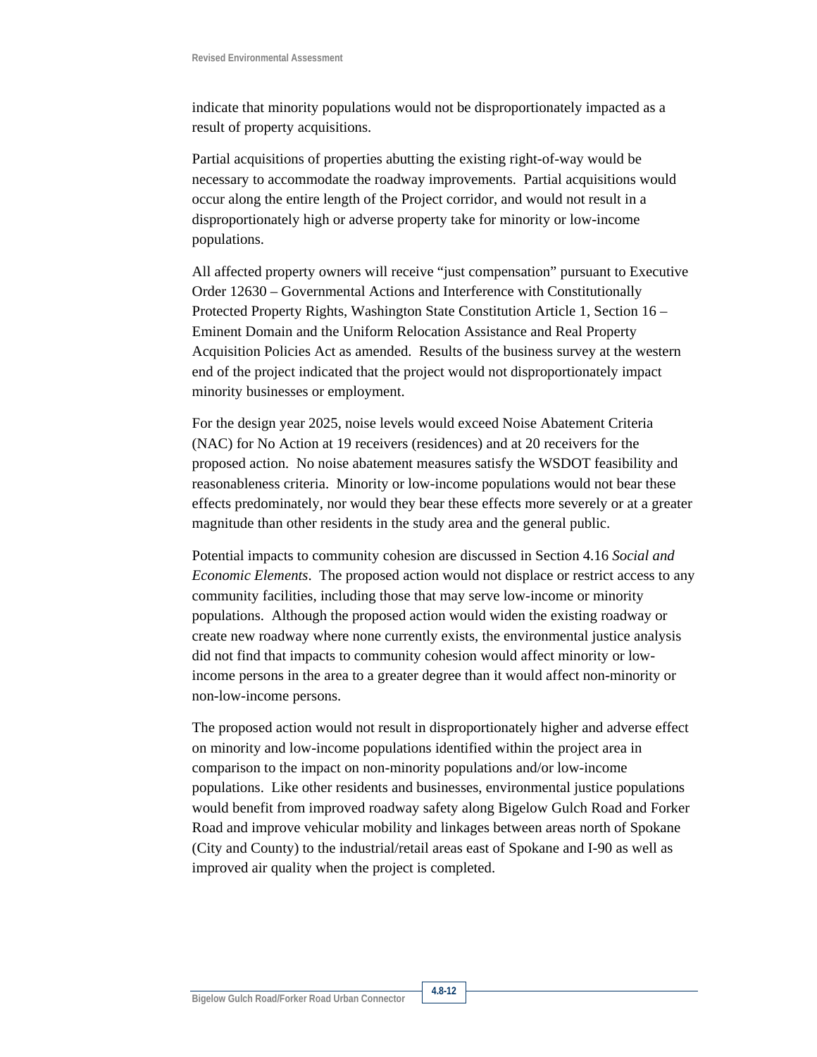indicate that minority populations would not be disproportionately impacted as a result of property acquisitions.

Partial acquisitions of properties abutting the existing right-of-way would be necessary to accommodate the roadway improvements. Partial acquisitions would occur along the entire length of the Project corridor, and would not result in a disproportionately high or adverse property take for minority or low-income populations.

All affected property owners will receive "just compensation" pursuant to Executive Order 12630 – Governmental Actions and Interference with Constitutionally Protected Property Rights, Washington State Constitution Article 1, Section 16 – Eminent Domain and the Uniform Relocation Assistance and Real Property Acquisition Policies Act as amended. Results of the business survey at the western end of the project indicated that the project would not disproportionately impact minority businesses or employment.

For the design year 2025, noise levels would exceed Noise Abatement Criteria (NAC) for No Action at 19 receivers (residences) and at 20 receivers for the proposed action. No noise abatement measures satisfy the WSDOT feasibility and reasonableness criteria. Minority or low-income populations would not bear these effects predominately, nor would they bear these effects more severely or at a greater magnitude than other residents in the study area and the general public.

Potential impacts to community cohesion are discussed in Section 4.16 *Social and Economic Elements*. The proposed action would not displace or restrict access to any community facilities, including those that may serve low-income or minority populations. Although the proposed action would widen the existing roadway or create new roadway where none currently exists, the environmental justice analysis did not find that impacts to community cohesion would affect minority or low-income persons in the area to a greater degree than it would affect non-minority or non-low-income persons.

The proposed action would not result in disproportionately higher and adverse effect on minority and low-income populations identified within the project area in comparison to the impact on non-minority populations and/or low-income populations. Like other residents and businesses, environmental justice populations would benefit from improved roadway safety along Bigelow Gulch Road and Forker Road and improve vehicular mobility and linkages between areas north of Spokane (City and County) to the industrial/retail areas east of Spokane and I-90 as well as improved air quality when the project is completed.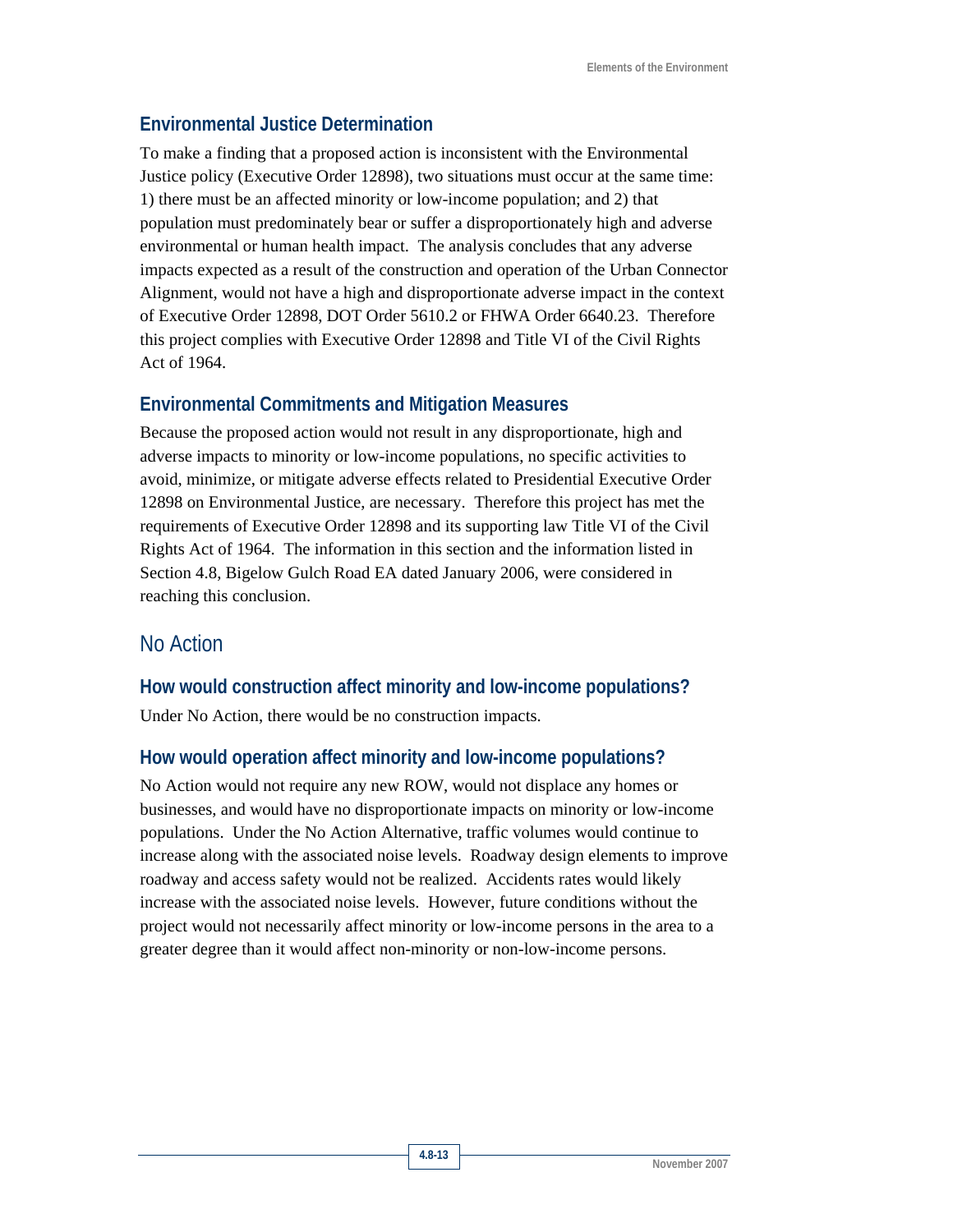### Environmental Justice Determination

To make a finding that a proposed action is inconsistent with the Environmental Justice policy (Executive Order 12898), two situations must occur at the same time: 1) there must be an affected minority or low-income population; and 2) that population must predominately bear or suffer a disproportionately high and adverse environmental or human health impact. The analysis concludes that any adverse impacts expected as a result of the construction and operation of the Urban Connector Alignment, would not have a high and disproportionate adverse impact in the context of Executive Order 12898, DOT Order 5610.2 or FHWA Order 6640.23. Therefore this project complies with Executive Order 12898 and Title VI of the Civil Rights Act of 1964.

### Environmental Commitments and Mitigation Measures

Because the proposed action would not result in any disproportionate, high and adverse impacts to minority or low-income populations, no specific activities to avoid, minimize, or mitigate adverse effects related to Presidential Executive Order 12898 on Environmental Justice, are necessary. Therefore this project has met the requirements of Executive Order 12898 and its supporting law Title VI of the Civil Rights Act of 1964. The information in this section and the information listed in Section 4.8, Bigelow Gulch Road EA dated January 2006, were considered in reaching this conclusion.

## No Action

### How would construction affect minority and low-income populations?

Under No Action, there would be no construction impacts.

### How would operation affect minority and low-income populations?

No Action would not require any new ROW, would not displace any homes or businesses, and would have no disproportionate impacts on minority or low-income populations. Under the No Action Alternative, traffic volumes would continue to increase along with the associated noise levels. Roadway design elements to improve roadway and access safety would not be realized. Accidents rates would likely increase with the associated noise levels. However, future conditions without the project would not necessarily affect minority or low-income persons in the area to a greater degree than it would affect non-minority or non-low-income persons.